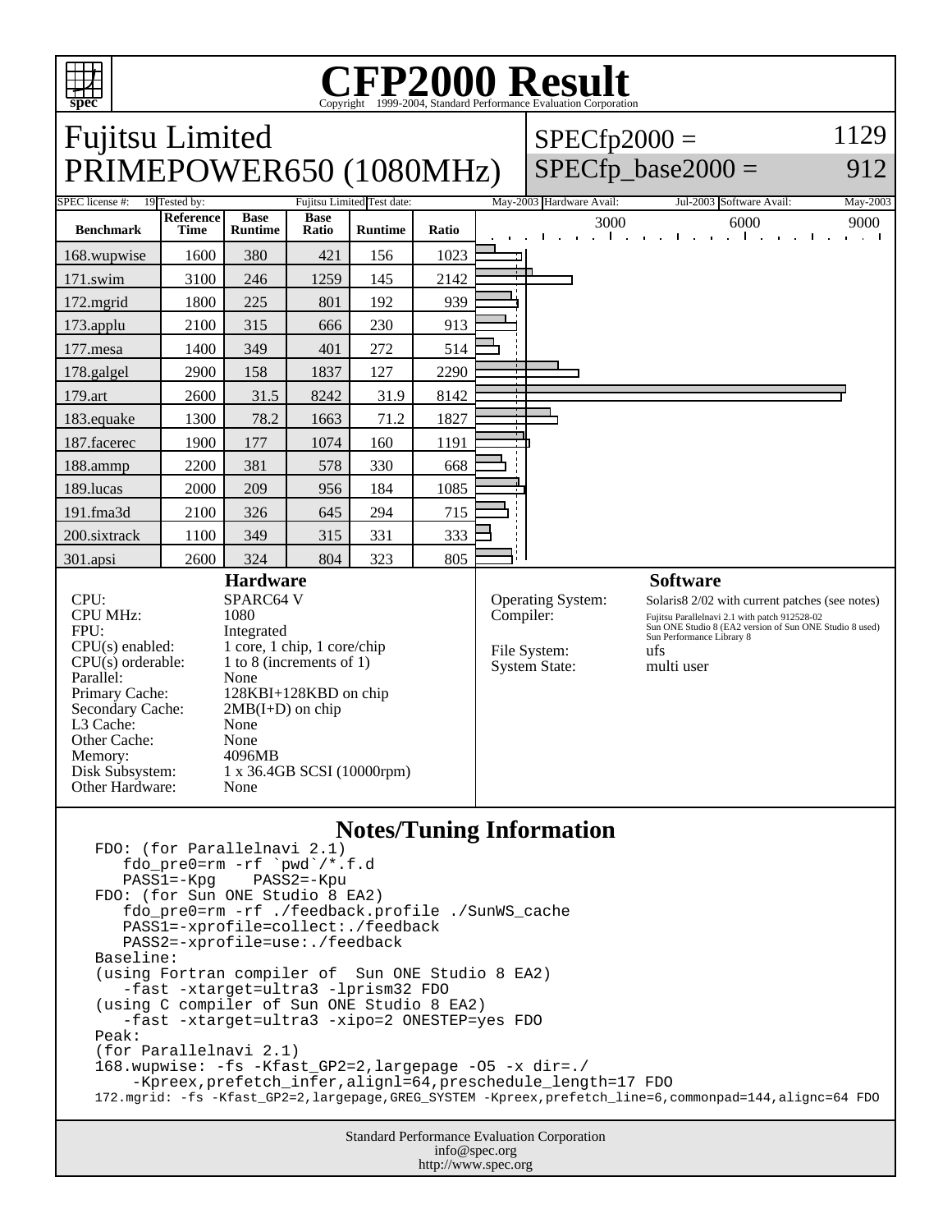# CFP2000 Result

Copyright 1999-2004, Standard Performance Evaluation Corporation

## Fujitsu Limited
## PRIMEPOWER650 (1080MHz)

SPECfp2000 = 1129

SPECfp_base2000 = 912

| SPEC license #: | 19 | Tested by: | Fujitsu Limited | Test date: | May-2003 | Hardware Avail: | Jul-2003 | Software Avail: | May-2003 |
|---|---|---|---|---|---|---|---|---|---|

| Benchmark | Reference Time | Base Runtime | Base Ratio | Runtime | Ratio |
|---|---|---|---|---|---|
| 168.wupwise | 1600 | 380 | 421 | 156 | 1023 |
| 171.swim | 3100 | 246 | 1259 | 145 | 2142 |
| 172.mgrid | 1800 | 225 | 801 | 192 | 939 |
| 173.applu | 2100 | 315 | 666 | 230 | 913 |
| 177.mesa | 1400 | 349 | 401 | 272 | 514 |
| 178.galgel | 2900 | 158 | 1837 | 127 | 2290 |
| 179.art | 2600 | 31.5 | 8242 | 31.9 | 8142 |
| 183.equake | 1300 | 78.2 | 1663 | 71.2 | 1827 |
| 187.facerec | 1900 | 177 | 1074 | 160 | 1191 |
| 188.ammp | 2200 | 381 | 578 | 330 | 668 |
| 189.lucas | 2000 | 209 | 956 | 184 | 1085 |
| 191.fma3d | 2100 | 326 | 645 | 294 | 715 |
| 200.sixtrack | 1100 | 349 | 315 | 331 | 333 |
| 301.apsi | 2600 | 324 | 804 | 323 | 805 |

### Hardware

| | |
|---|---|
| CPU: | SPARC64 V |
| CPU MHz: | 1080 |
| FPU: | Integrated |
| CPU(s) enabled: | 1 core, 1 chip, 1 core/chip |
| CPU(s) orderable: | 1 to 8 (increments of 1) |
| Parallel: | None |
| Primary Cache: | 128KBI+128KBD on chip |
| Secondary Cache: | 2MB(I+D) on chip |
| L3 Cache: | None |
| Other Cache: | None |
| Memory: | 4096MB |
| Disk Subsystem: | 1 x 36.4GB SCSI (10000rpm) |
| Other Hardware: | None |

### Software

| | |
|---|---|
| Operating System: | Solaris8 2/02 with current patches (see notes) |
| Compiler: | Fujitsu Parallelnavi 2.1 with patch 912528-02<br>Sun ONE Studio 8 (EA2 version of Sun ONE Studio 8 used)<br>Sun Performance Library 8 |
| File System: | ufs |
| System State: | multi user |

### Notes/Tuning Information

```
FDO: (for Parallelnavi 2.1)
   fdo_pre0=rm -rf `pwd`/*.f.d
   PASS1=-Kpg    PASS2=-Kpu
FDO: (for Sun ONE Studio 8 EA2)
   fdo_pre0=rm -rf ./feedback.profile ./SunWS_cache
   PASS1=-xprofile=collect:./feedback
   PASS2=-xprofile=use:./feedback
Baseline:
(using Fortran compiler of  Sun ONE Studio 8 EA2)
   -fast -xtarget=ultra3 -lprism32 FDO
(using C compiler of Sun ONE Studio 8 EA2)
   -fast -xtarget=ultra3 -xipo=2 ONESTEP=yes FDO
Peak:
(for Parallelnavi 2.1)
168.wupwise: -fs -Kfast_GP2=2,largepage -O5 -x dir=./
    -Kpreex,prefetch_infer,alignl=64,preschedule_length=17 FDO
172.mgrid: -fs -Kfast_GP2=2,largepage,GREG_SYSTEM -Kpreex,prefetch_line=6,commonpad=144,alignc=64 FDO
```

Standard Performance Evaluation Corporation
info@spec.org
http://www.spec.org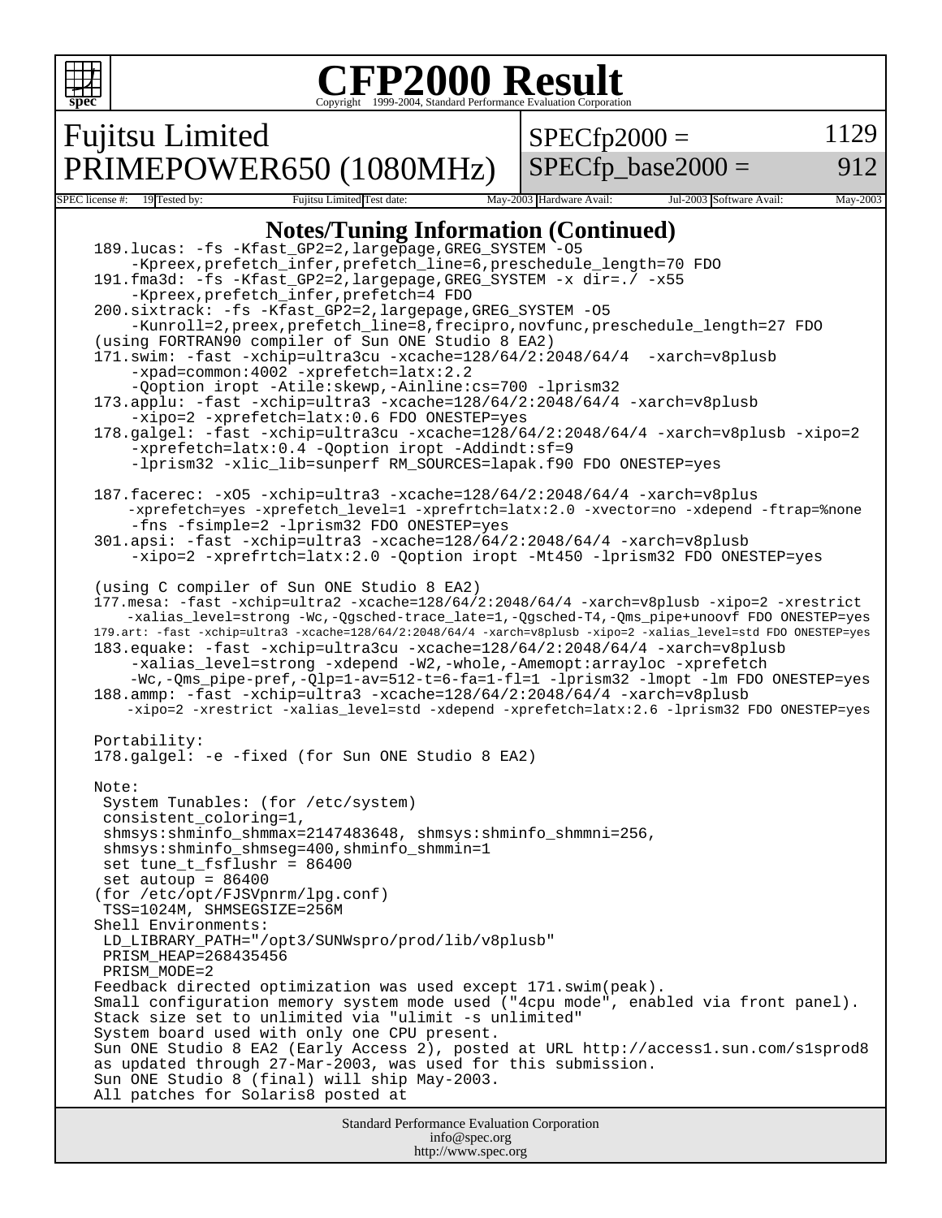# CFP2000 Result

Copyright 1999-2004, Standard Performance Evaluation Corporation

## Fujitsu Limited
## PRIMEPOWER650 (1080MHz)

| SPECfp2000 = | 1129 |
|---|---|
| SPECfp_base2000 = | 912 |

| SPEC license #: | 19 | Tested by: | Fujitsu Limited | Test date: | May-2003 | Hardware Avail: | Jul-2003 | Software Avail: | May-2003 |
|---|---|---|---|---|---|---|---|---|---|

### Notes/Tuning Information (Continued)

```
189.lucas: -fs -Kfast_GP2=2,largepage,GREG_SYSTEM -O5
    -Kpreex,prefetch_infer,prefetch_line=6,preschedule_length=70 FDO
191.fma3d: -fs -Kfast_GP2=2,largepage,GREG_SYSTEM -x dir=./ -x55
    -Kpreex,prefetch_infer,prefetch=4 FDO
200.sixtrack: -fs -Kfast_GP2=2,largepage,GREG_SYSTEM -O5
    -Kunroll=2,preex,prefetch_line=8,frecipro,novfunc,preschedule_length=27 FDO
(using FORTRAN90 compiler of Sun ONE Studio 8 EA2)
171.swim: -fast -xchip=ultra3cu -xcache=128/64/2:2048/64/4  -xarch=v8plusb
    -xpad=common:4002 -xprefetch=latx:2.2
    -Qoption iropt -Atile:skewp,-Ainline:cs=700 -lprism32
173.applu: -fast -xchip=ultra3 -xcache=128/64/2:2048/64/4 -xarch=v8plusb
    -xipo=2 -xprefetch=latx:0.6 FDO ONESTEP=yes
178.galgel: -fast -xchip=ultra3cu -xcache=128/64/2:2048/64/4 -xarch=v8plusb -xipo=2
    -xprefetch=latx:0.4 -Qoption iropt -Addindt:sf=9
    -lprism32 -xlic_lib=sunperf RM_SOURCES=lapak.f90 FDO ONESTEP=yes

187.facerec: -xO5 -xchip=ultra3 -xcache=128/64/2:2048/64/4 -xarch=v8plus
    -xprefetch=yes -xprefetch_level=1 -xprefrtch=latx:2.0 -xvector=no -xdepend -ftrap=%none
    -fns -fsimple=2 -lprism32 FDO ONESTEP=yes
301.apsi: -fast -xchip=ultra3 -xcache=128/64/2:2048/64/4 -xarch=v8plusb
    -xipo=2 -xprefrtch=latx:2.0 -Qoption iropt -Mt450 -lprism32 FDO ONESTEP=yes

(using C compiler of Sun ONE Studio 8 EA2)
177.mesa: -fast -xchip=ultra2 -xcache=128/64/2:2048/64/4 -xarch=v8plusb -xipo=2 -xrestrict
    -xalias_level=strong -Wc,-Qgsched-trace_late=1,-Qgsched-T4,-Qms_pipe+unoovf FDO ONESTEP=yes
179.art: -fast -xchip=ultra3 -xcache=128/64/2:2048/64/4 -xarch=v8plusb -xipo=2 -xalias_level=std FDO ONESTEP=yes
183.equake: -fast -xchip=ultra3cu -xcache=128/64/2:2048/64/4 -xarch=v8plusb
    -xalias_level=strong -xdepend -W2,-whole,-Amemopt:arrayloc -xprefetch
    -Wc,-Qms_pipe-pref,-Qlp=1-av=512-t=6-fa=1-fl=1 -lprism32 -lmopt -lm FDO ONESTEP=yes
188.ammp: -fast -xchip=ultra3 -xcache=128/64/2:2048/64/4 -xarch=v8plusb
    -xipo=2 -xrestrict -xalias_level=std -xdepend -xprefetch=latx:2.6 -lprism32 FDO ONESTEP=yes

Portability:
178.galgel: -e -fixed (for Sun ONE Studio 8 EA2)

Note:
 System Tunables: (for /etc/system)
 consistent_coloring=1,
 shmsys:shminfo_shmmax=2147483648, shmsys:shminfo_shmmni=256,
 shmsys:shminfo_shmseg=400,shminfo_shmmin=1
 set tune_t_fsflushr = 86400
 set autoup = 86400
(for /etc/opt/FJSVpnrm/lpg.conf)
 TSS=1024M, SHMSEGSIZE=256M
Shell Environments:
 LD_LIBRARY_PATH="/opt3/SUNWspro/prod/lib/v8plusb"
 PRISM_HEAP=268435456
 PRISM_MODE=2
Feedback directed optimization was used except 171.swim(peak).
Small configuration memory system mode used ("4cpu mode", enabled via front panel).
Stack size set to unlimited via "ulimit -s unlimited"
System board used with only one CPU present.
Sun ONE Studio 8 EA2 (Early Access 2), posted at URL http://access1.sun.com/s1sprod8
as updated through 27-Mar-2003, was used for this submission.
Sun ONE Studio 8 (final) will ship May-2003.
All patches for Solaris8 posted at
```

Standard Performance Evaluation Corporation
info@spec.org
http://www.spec.org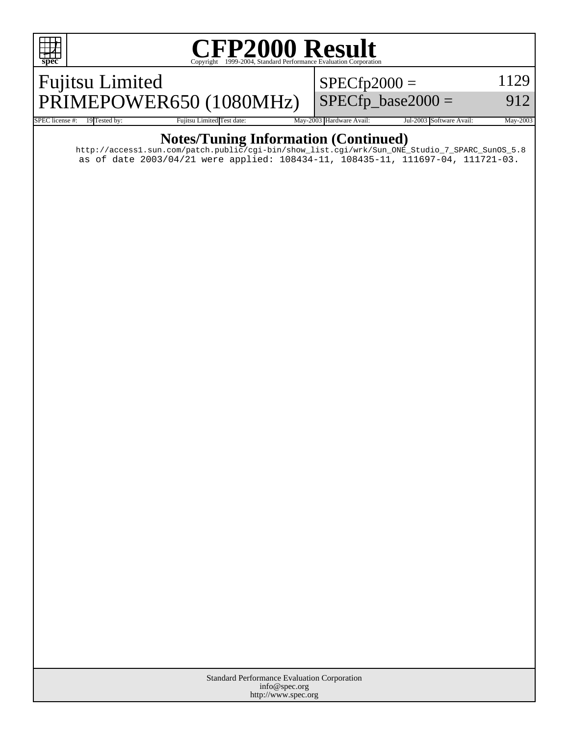# CFP2000 Result

Copyright 1999-2004, Standard Performance Evaluation Corporation

Fujitsu Limited
PRIMEPOWER650 (1080MHz)

SPECfp2000 = 1129
SPECfp_base2000 = 912

| SPEC license #: | 19 | Tested by: | Fujitsu Limited | Test date: | May-2003 | Hardware Avail: | Jul-2003 | Software Avail: | May-2003 |
|---|---|---|---|---|---|---|---|---|---|

## Notes/Tuning Information (Continued)

```
 http://access1.sun.com/patch.public/cgi-bin/show_list.cgi/wrk/Sun_ONE_Studio_7_SPARC_SunOS_5.8
 as of date 2003/04/21 were applied: 108434-11, 108435-11, 111697-04, 111721-03.
```

Standard Performance Evaluation Corporation
info@spec.org
http://www.spec.org